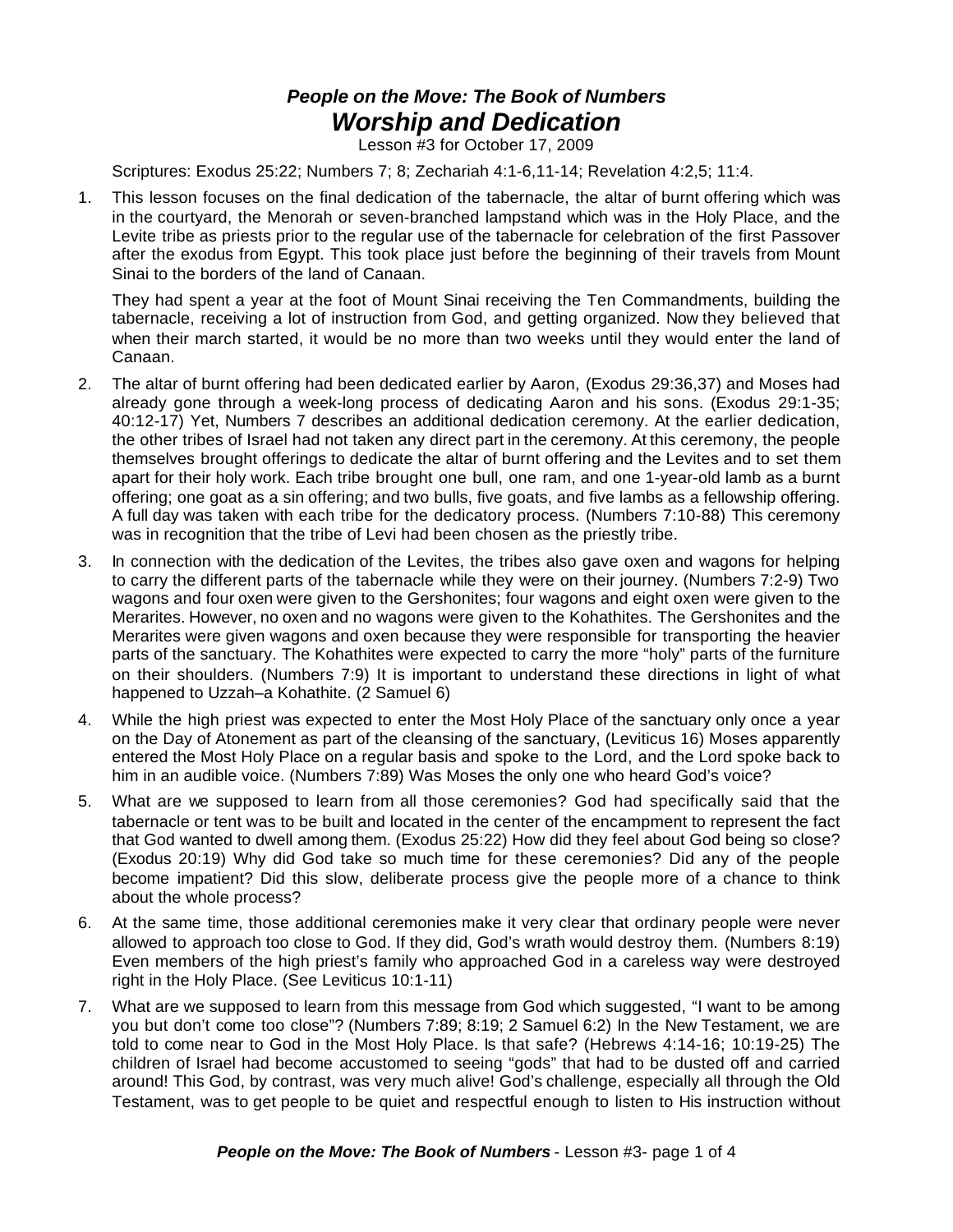# *People on the Move: The Book of Numbers*
## *Worship and Dedication*

Lesson #3 for October 17, 2009

Scriptures: Exodus 25:22; Numbers 7; 8; Zechariah 4:1-6,11-14; Revelation 4:2,5; 11:4.

1. This lesson focuses on the final dedication of the tabernacle, the altar of burnt offering which was in the courtyard, the Menorah or seven-branched lampstand which was in the Holy Place, and the Levite tribe as priests prior to the regular use of the tabernacle for celebration of the first Passover after the exodus from Egypt. This took place just before the beginning of their travels from Mount Sinai to the borders of the land of Canaan.

   They had spent a year at the foot of Mount Sinai receiving the Ten Commandments, building the tabernacle, receiving a lot of instruction from God, and getting organized. Now they believed that when their march started, it would be no more than two weeks until they would enter the land of Canaan.

2. The altar of burnt offering had been dedicated earlier by Aaron, (Exodus 29:36,37) and Moses had already gone through a week-long process of dedicating Aaron and his sons. (Exodus 29:1-35; 40:12-17) Yet, Numbers 7 describes an additional dedication ceremony. At the earlier dedication, the other tribes of Israel had not taken any direct part in the ceremony. At this ceremony, the people themselves brought offerings to dedicate the altar of burnt offering and the Levites and to set them apart for their holy work. Each tribe brought one bull, one ram, and one 1-year-old lamb as a burnt offering; one goat as a sin offering; and two bulls, five goats, and five lambs as a fellowship offering. A full day was taken with each tribe for the dedicatory process. (Numbers 7:10-88) This ceremony was in recognition that the tribe of Levi had been chosen as the priestly tribe.

3. In connection with the dedication of the Levites, the tribes also gave oxen and wagons for helping to carry the different parts of the tabernacle while they were on their journey. (Numbers 7:2-9) Two wagons and four oxen were given to the Gershonites; four wagons and eight oxen were given to the Merarites. However, no oxen and no wagons were given to the Kohathites. The Gershonites and the Merarites were given wagons and oxen because they were responsible for transporting the heavier parts of the sanctuary. The Kohathites were expected to carry the more "holy" parts of the furniture on their shoulders. (Numbers 7:9) It is important to understand these directions in light of what happened to Uzzah–a Kohathite. (2 Samuel 6)

4. While the high priest was expected to enter the Most Holy Place of the sanctuary only once a year on the Day of Atonement as part of the cleansing of the sanctuary, (Leviticus 16) Moses apparently entered the Most Holy Place on a regular basis and spoke to the Lord, and the Lord spoke back to him in an audible voice. (Numbers 7:89) Was Moses the only one who heard God's voice?

5. What are we supposed to learn from all those ceremonies? God had specifically said that the tabernacle or tent was to be built and located in the center of the encampment to represent the fact that God wanted to dwell among them. (Exodus 25:22) How did they feel about God being so close? (Exodus 20:19) Why did God take so much time for these ceremonies? Did any of the people become impatient? Did this slow, deliberate process give the people more of a chance to think about the whole process?

6. At the same time, those additional ceremonies make it very clear that ordinary people were never allowed to approach too close to God. If they did, God's wrath would destroy them. (Numbers 8:19) Even members of the high priest's family who approached God in a careless way were destroyed right in the Holy Place. (See Leviticus 10:1-11)

7. What are we supposed to learn from this message from God which suggested, "I want to be among you but don't come too close"? (Numbers 7:89; 8:19; 2 Samuel 6:2) In the New Testament, we are told to come near to God in the Most Holy Place. Is that safe? (Hebrews 4:14-16; 10:19-25) The children of Israel had become accustomed to seeing "gods" that had to be dusted off and carried around! This God, by contrast, was very much alive! God's challenge, especially all through the Old Testament, was to get people to be quiet and respectful enough to listen to His instruction without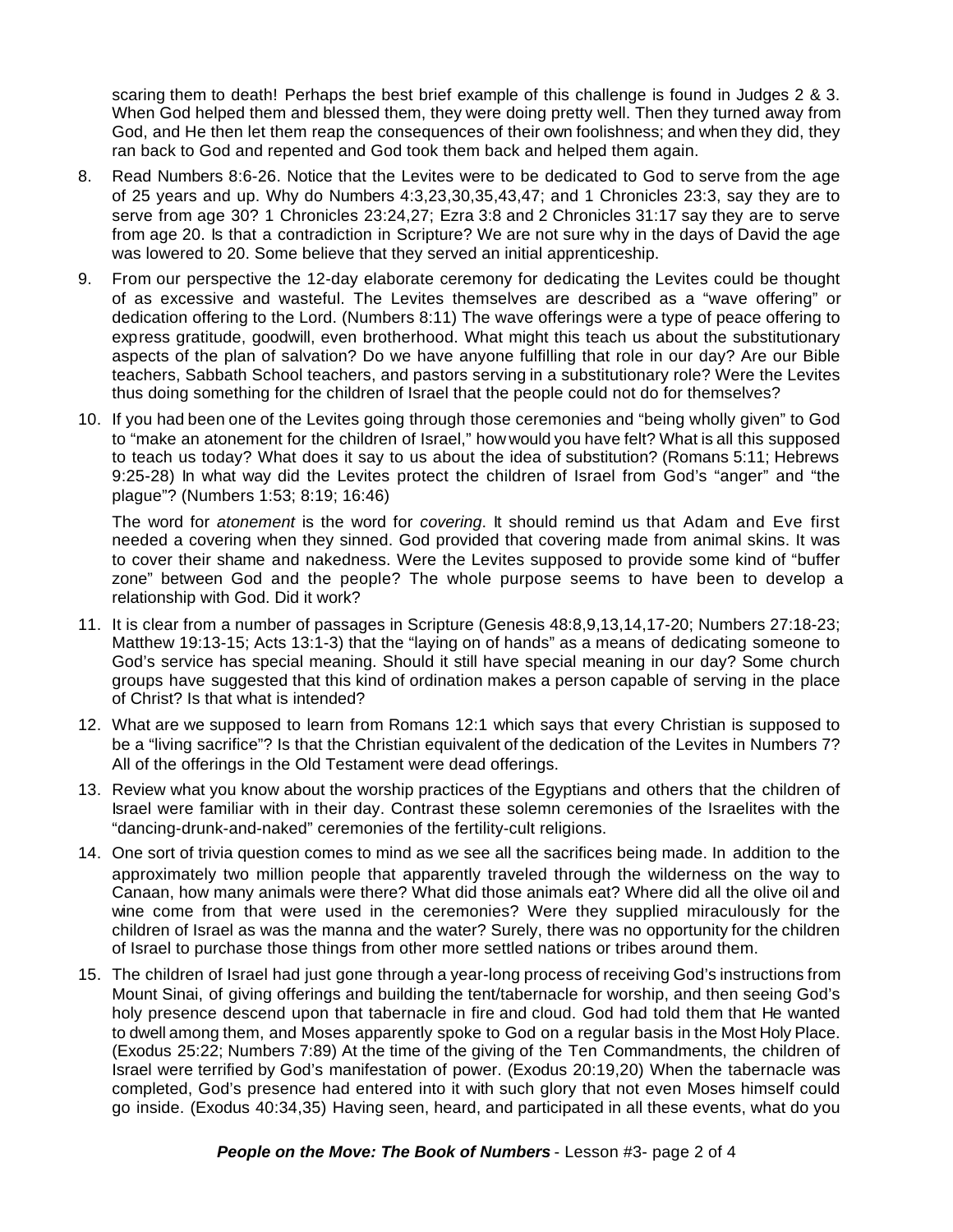scaring them to death! Perhaps the best brief example of this challenge is found in Judges 2 & 3. When God helped them and blessed them, they were doing pretty well. Then they turned away from God, and He then let them reap the consequences of their own foolishness; and when they did, they ran back to God and repented and God took them back and helped them again.

8. Read Numbers 8:6-26. Notice that the Levites were to be dedicated to God to serve from the age of 25 years and up. Why do Numbers 4:3,23,30,35,43,47; and 1 Chronicles 23:3, say they are to serve from age 30? 1 Chronicles 23:24,27; Ezra 3:8 and 2 Chronicles 31:17 say they are to serve from age 20. Is that a contradiction in Scripture? We are not sure why in the days of David the age was lowered to 20. Some believe that they served an initial apprenticeship.

9. From our perspective the 12-day elaborate ceremony for dedicating the Levites could be thought of as excessive and wasteful. The Levites themselves are described as a "wave offering" or dedication offering to the Lord. (Numbers 8:11) The wave offerings were a type of peace offering to express gratitude, goodwill, even brotherhood. What might this teach us about the substitutionary aspects of the plan of salvation? Do we have anyone fulfilling that role in our day? Are our Bible teachers, Sabbath School teachers, and pastors serving in a substitutionary role? Were the Levites thus doing something for the children of Israel that the people could not do for themselves?

10. If you had been one of the Levites going through those ceremonies and "being wholly given" to God to "make an atonement for the children of Israel," how would you have felt? What is all this supposed to teach us today? What does it say to us about the idea of substitution? (Romans 5:11; Hebrews 9:25-28) In what way did the Levites protect the children of Israel from God's "anger" and "the plague"? (Numbers 1:53; 8:19; 16:46)

    The word for *atonement* is the word for *covering*. It should remind us that Adam and Eve first needed a covering when they sinned. God provided that covering made from animal skins. It was to cover their shame and nakedness. Were the Levites supposed to provide some kind of "buffer zone" between God and the people? The whole purpose seems to have been to develop a relationship with God. Did it work?

11. It is clear from a number of passages in Scripture (Genesis 48:8,9,13,14,17-20; Numbers 27:18-23; Matthew 19:13-15; Acts 13:1-3) that the "laying on of hands" as a means of dedicating someone to God's service has special meaning. Should it still have special meaning in our day? Some church groups have suggested that this kind of ordination makes a person capable of serving in the place of Christ? Is that what is intended?

12. What are we supposed to learn from Romans 12:1 which says that every Christian is supposed to be a "living sacrifice"? Is that the Christian equivalent of the dedication of the Levites in Numbers 7? All of the offerings in the Old Testament were dead offerings.

13. Review what you know about the worship practices of the Egyptians and others that the children of Israel were familiar with in their day. Contrast these solemn ceremonies of the Israelites with the "dancing-drunk-and-naked" ceremonies of the fertility-cult religions.

14. One sort of trivia question comes to mind as we see all the sacrifices being made. In addition to the approximately two million people that apparently traveled through the wilderness on the way to Canaan, how many animals were there? What did those animals eat? Where did all the olive oil and wine come from that were used in the ceremonies? Were they supplied miraculously for the children of Israel as was the manna and the water? Surely, there was no opportunity for the children of Israel to purchase those things from other more settled nations or tribes around them.

15. The children of Israel had just gone through a year-long process of receiving God's instructions from Mount Sinai, of giving offerings and building the tent/tabernacle for worship, and then seeing God's holy presence descend upon that tabernacle in fire and cloud. God had told them that He wanted to dwell among them, and Moses apparently spoke to God on a regular basis in the Most Holy Place. (Exodus 25:22; Numbers 7:89) At the time of the giving of the Ten Commandments, the children of Israel were terrified by God's manifestation of power. (Exodus 20:19,20) When the tabernacle was completed, God's presence had entered into it with such glory that not even Moses himself could go inside. (Exodus 40:34,35) Having seen, heard, and participated in all these events, what do you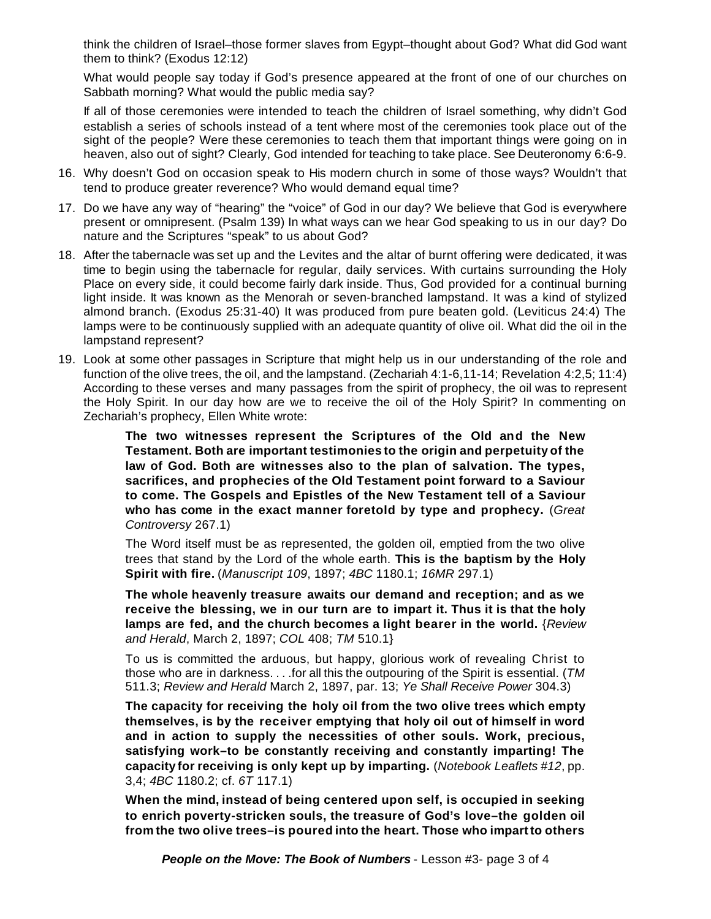think the children of Israel–those former slaves from Egypt–thought about God? What did God want them to think? (Exodus 12:12)

What would people say today if God's presence appeared at the front of one of our churches on Sabbath morning? What would the public media say?

If all of those ceremonies were intended to teach the children of Israel something, why didn't God establish a series of schools instead of a tent where most of the ceremonies took place out of the sight of the people? Were these ceremonies to teach them that important things were going on in heaven, also out of sight? Clearly, God intended for teaching to take place. See Deuteronomy 6:6-9.

16. Why doesn't God on occasion speak to His modern church in some of those ways? Wouldn't that tend to produce greater reverence? Who would demand equal time?

17. Do we have any way of "hearing" the "voice" of God in our day? We believe that God is everywhere present or omnipresent. (Psalm 139) In what ways can we hear God speaking to us in our day? Do nature and the Scriptures "speak" to us about God?

18. After the tabernacle was set up and the Levites and the altar of burnt offering were dedicated, it was time to begin using the tabernacle for regular, daily services. With curtains surrounding the Holy Place on every side, it could become fairly dark inside. Thus, God provided for a continual burning light inside. It was known as the Menorah or seven-branched lampstand. It was a kind of stylized almond branch. (Exodus 25:31-40) It was produced from pure beaten gold. (Leviticus 24:4) The lamps were to be continuously supplied with an adequate quantity of olive oil. What did the oil in the lampstand represent?

19. Look at some other passages in Scripture that might help us in our understanding of the role and function of the olive trees, the oil, and the lampstand. (Zechariah 4:1-6,11-14; Revelation 4:2,5; 11:4) According to these verses and many passages from the spirit of prophecy, the oil was to represent the Holy Spirit. In our day how are we to receive the oil of the Holy Spirit? In commenting on Zechariah's prophecy, Ellen White wrote:

> **The two witnesses represent the Scriptures of the Old and the New Testament. Both are important testimonies to the origin and perpetuity of the law of God. Both are witnesses also to the plan of salvation. The types, sacrifices, and prophecies of the Old Testament point forward to a Saviour to come. The Gospels and Epistles of the New Testament tell of a Saviour who has come in the exact manner foretold by type and prophecy.** (*Great Controversy* 267.1)
>
> The Word itself must be as represented, the golden oil, emptied from the two olive trees that stand by the Lord of the whole earth. **This is the baptism by the Holy Spirit with fire.** (*Manuscript 109*, 1897; *4BC* 1180.1; *16MR* 297.1)
>
> **The whole heavenly treasure awaits our demand and reception; and as we receive the blessing, we in our turn are to impart it. Thus it is that the holy lamps are fed, and the church becomes a light bearer in the world.** {*Review and Herald*, March 2, 1897; *COL* 408; *TM* 510.1}
>
> To us is committed the arduous, but happy, glorious work of revealing Christ to those who are in darkness. . . .for all this the outpouring of the Spirit is essential. (*TM* 511.3; *Review and Herald* March 2, 1897, par. 13; *Ye Shall Receive Power* 304.3)
>
> **The capacity for receiving the holy oil from the two olive trees which empty themselves, is by the receiver emptying that holy oil out of himself in word and in action to supply the necessities of other souls. Work, precious, satisfying work–to be constantly receiving and constantly imparting! The capacity for receiving is only kept up by imparting.** (*Notebook Leaflets #12*, pp. 3,4; *4BC* 1180.2; cf. *6T* 117.1)
>
> **When the mind, instead of being centered upon self, is occupied in seeking to enrich poverty-stricken souls, the treasure of God's love–the golden oil from the two olive trees–is poured into the heart. Those who impart to others**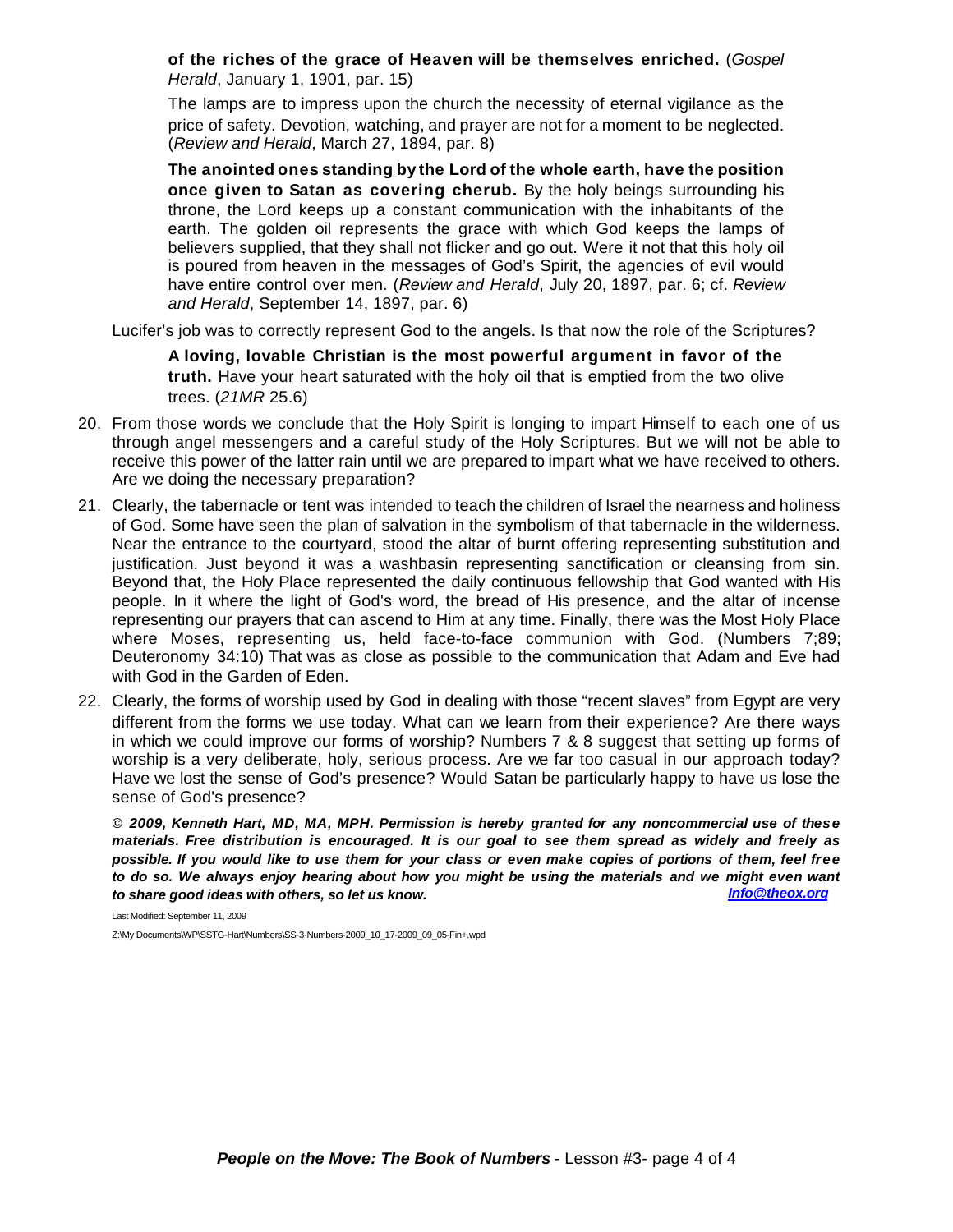**of the riches of the grace of Heaven will be themselves enriched.** (*Gospel Herald*, January 1, 1901, par. 15)

> The lamps are to impress upon the church the necessity of eternal vigilance as the price of safety. Devotion, watching, and prayer are not for a moment to be neglected. (*Review and Herald*, March 27, 1894, par. 8)

> **The anointed ones standing by the Lord of the whole earth, have the position once given to Satan as covering cherub.** By the holy beings surrounding his throne, the Lord keeps up a constant communication with the inhabitants of the earth. The golden oil represents the grace with which God keeps the lamps of believers supplied, that they shall not flicker and go out. Were it not that this holy oil is poured from heaven in the messages of God's Spirit, the agencies of evil would have entire control over men. (*Review and Herald*, July 20, 1897, par. 6; cf. *Review and Herald*, September 14, 1897, par. 6)

Lucifer's job was to correctly represent God to the angels. Is that now the role of the Scriptures?

> **A loving, lovable Christian is the most powerful argument in favor of the truth.** Have your heart saturated with the holy oil that is emptied from the two olive trees. (*21MR* 25.6)

20. From those words we conclude that the Holy Spirit is longing to impart Himself to each one of us through angel messengers and a careful study of the Holy Scriptures. But we will not be able to receive this power of the latter rain until we are prepared to impart what we have received to others. Are we doing the necessary preparation?

21. Clearly, the tabernacle or tent was intended to teach the children of Israel the nearness and holiness of God. Some have seen the plan of salvation in the symbolism of that tabernacle in the wilderness. Near the entrance to the courtyard, stood the altar of burnt offering representing substitution and justification. Just beyond it was a washbasin representing sanctification or cleansing from sin. Beyond that, the Holy Place represented the daily continuous fellowship that God wanted with His people. In it where the light of God's word, the bread of His presence, and the altar of incense representing our prayers that can ascend to Him at any time. Finally, there was the Most Holy Place where Moses, representing us, held face-to-face communion with God. (Numbers 7;89; Deuteronomy 34:10) That was as close as possible to the communication that Adam and Eve had with God in the Garden of Eden.

22. Clearly, the forms of worship used by God in dealing with those "recent slaves" from Egypt are very different from the forms we use today. What can we learn from their experience? Are there ways in which we could improve our forms of worship? Numbers 7 & 8 suggest that setting up forms of worship is a very deliberate, holy, serious process. Are we far too casual in our approach today? Have we lost the sense of God's presence? Would Satan be particularly happy to have us lose the sense of God's presence?

***© 2009, Kenneth Hart, MD, MA, MPH. Permission is hereby granted for any noncommercial use of these materials. Free distribution is encouraged. It is our goal to see them spread as widely and freely as possible. If you would like to use them for your class or even make copies of portions of them, feel free to do so. We always enjoy hearing about how you might be using the materials and we might even want to share good ideas with others, so let us know.*** ***Info@theox.org***

Last Modified: September 11, 2009

Z:\My Documents\WP\SSTG-Hart\Numbers\SS-3-Numbers-2009_10_17-2009_09_05-Fin+.wpd